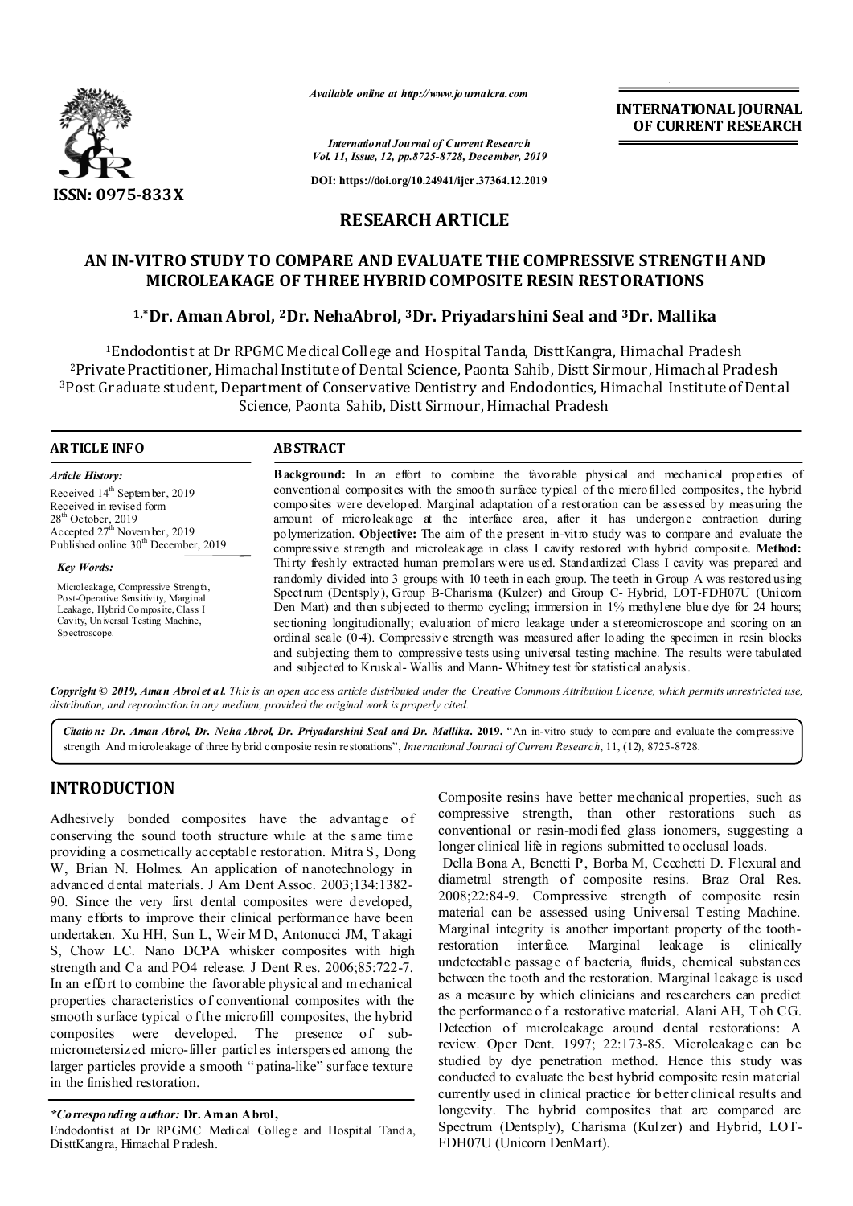*Available online at http://www.journalcra.com*

*International Journal of Current Research*
*Vol. 11, Issue, 12, pp.8725-8728, December, 2019*

**DOI: https://doi.org/10.24941/ijcr.37364.12.2019**

**ISSN: 0975-833X**

**INTERNATIONAL JOURNAL OF CURRENT RESEARCH**

## RESEARCH ARTICLE

# AN IN-VITRO STUDY TO COMPARE AND EVALUATE THE COMPRESSIVE STRENGTH AND MICROLEAKAGE OF THREE HYBRID COMPOSITE RESIN RESTORATIONS

**[1,*]Dr. Aman Abrol, [2]Dr. NehaAbrol, [3]Dr. Priyadarshini Seal and [3]Dr. Mallika**

[1]Endodontist at Dr RPGMC Medical College and Hospital Tanda, DisttKangra, Himachal Pradesh
[2]Private Practitioner, Himachal Institute of Dental Science, Paonta Sahib, Distt Sirmour, Himachal Pradesh
[3]Post Graduate student, Department of Conservative Dentistry and Endodontics, Himachal Institute of Dental Science, Paonta Sahib, Distt Sirmour, Himachal Pradesh

### ARTICLE INFO

*Article History:*

Received 14th September, 2019
Received in revised form
28th October, 2019
Accepted 27th November, 2019
Published online 30th December, 2019

*Key Words:*

Microleakage, Compressive Strength, Post-Operative Sensitivity, Marginal Leakage, Hybrid Composite, Class I Cavity, Universal Testing Machine, Spectroscope.

### ABSTRACT

**Background:** In an effort to combine the favorable physical and mechanical properties of conventional composites with the smooth surface typical of the microfilled composites, the hybrid composites were developed. Marginal adaptation of a restoration can be assessed by measuring the amount of microleakage at the interface area, after it has undergone contraction during polymerization. **Objective:** The aim of the present in-vitro study was to compare and evaluate the compressive strength and microleakage in class I cavity restored with hybrid composite. **Method:** Thirty freshly extracted human premolars were used. Standardized Class I cavity was prepared and randomly divided into 3 groups with 10 teeth in each group. The teeth in Group A was restored using Spectrum (Dentsply), Group B-Charisma (Kulzer) and Group C- Hybrid, LOT-FDH07U (Unicorn Den Mart) and then subjected to thermo cycling; immersion in 1% methylene blue dye for 24 hours; sectioning longitudionally; evaluation of micro leakage under a stereomicroscope and scoring on an ordinal scale (0-4). Compressive strength was measured after loading the specimen in resin blocks and subjecting them to compressive tests using universal testing machine. The results were tabulated and subjected to Kruskal- Wallis and Mann- Whitney test for statistical analysis.

*Copyright © 2019, Aman Abrol et al. This is an open access article distributed under the Creative Commons Attribution License, which permits unrestricted use, distribution, and reproduction in any medium, provided the original work is properly cited.*

***Citation:** Dr. Aman Abrol, Dr. Neha Abrol, Dr. Priyadarshini Seal and Dr. Mallika.* **2019.** "An in-vitro study to compare and evaluate the compressive strength And microleakage of three hybrid composite resin restorations", *International Journal of Current Research*, 11, (12), 8725-8728.

## INTRODUCTION

Adhesively bonded composites have the advantage of conserving the sound tooth structure while at the same time providing a cosmetically acceptable restoration. Mitra S, Dong W, Brian N. Holmes. An application of nanotechnology in advanced dental materials. J Am Dent Assoc. 2003;134:1382-90. Since the very first dental composites were developed, many efforts to improve their clinical performance have been undertaken. Xu HH, Sun L, Weir MD, Antonucci JM, Takagi S, Chow LC. Nano DCPA whisker composites with high strength and Ca and PO4 release. J Dent Res. 2006;85:722-7. In an effort to combine the favorable physical and mechanical properties characteristics of conventional composites with the smooth surface typical of the microfill composites, the hybrid composites were developed. The presence of sub-micrometersized micro-filler particles interspersed among the larger particles provide a smooth "patina-like" surface texture in the finished restoration.

Composite resins have better mechanical properties, such as compressive strength, than other restorations such as conventional or resin-modified glass ionomers, suggesting a longer clinical life in regions submitted to occlusal loads.

Della Bona A, Benetti P, Borba M, Cecchetti D. Flexural and diametral strength of composite resins. Braz Oral Res. 2008;22:84-9. Compressive strength of composite resin material can be assessed using Universal Testing Machine. Marginal integrity is another important property of the tooth-restoration interface. Marginal leakage is clinically undetectable passage of bacteria, fluids, chemical substances between the tooth and the restoration. Marginal leakage is used as a measure by which clinicians and researchers can predict the performance of a restorative material. Alani AH, Toh CG. Detection of microleakage around dental restorations: A review. Oper Dent. 1997; 22:173-85. Microleakage can be studied by dye penetration method. Hence this study was conducted to evaluate the best hybrid composite resin material currently used in clinical practice for better clinical results and longevity. The hybrid composites that are compared are Spectrum (Dentsply), Charisma (Kulzer) and Hybrid, LOT-FDH07U (Unicorn DenMart).

***Corresponding author:* Dr. Aman Abrol,**
Endodontist at Dr RPGMC Medical College and Hospital Tanda, DisttKangra, Himachal Pradesh.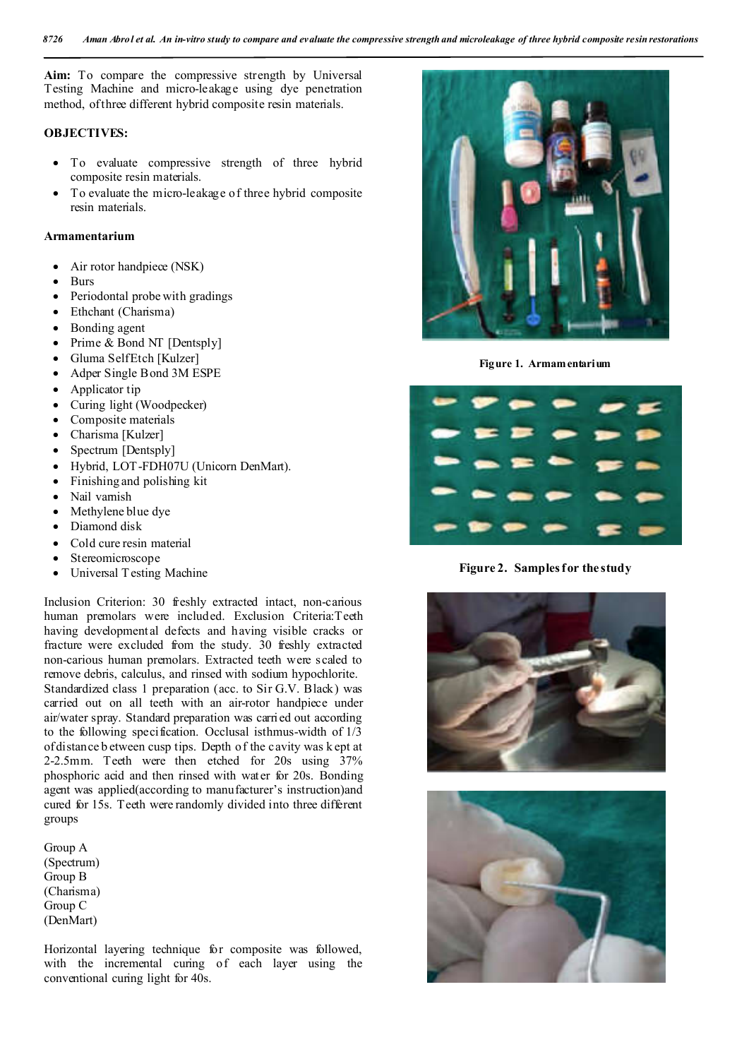**Aim:** To compare the compressive strength by Universal Testing Machine and micro-leakage using dye penetration method, of three different hybrid composite resin materials.

**OBJECTIVES:**

- To evaluate compressive strength of three hybrid composite resin materials.
- To evaluate the micro-leakage of three hybrid composite resin materials.

**Armamentarium**

- Air rotor handpiece (NSK)
- Burs
- Periodontal probe with gradings
- Ethchant (Charisma)
- Bonding agent
- Prime & Bond NT [Dentsply]
- Gluma SelfEtch [Kulzer]
- Adper Single Bond 3M ESPE
- Applicator tip
- Curing light (Woodpecker)
- Composite materials
- Charisma [Kulzer]
- Spectrum [Dentsply]
- Hybrid, LOT-FDH07U (Unicorn DenMart).
- Finishing and polishing kit
- Nail varnish
- Methylene blue dye
- Diamond disk
- Cold cure resin material
- Stereomicroscope
- Universal Testing Machine

Inclusion Criterion: 30 freshly extracted intact, non-carious human premolars were included. Exclusion Criteria:Teeth having developmental defects and having visible cracks or fracture were excluded from the study. 30 freshly extracted non-carious human premolars. Extracted teeth were scaled to remove debris, calculus, and rinsed with sodium hypochlorite. Standardized class 1 preparation (acc. to Sir G.V. Black) was carried out on all teeth with an air-rotor handpiece under air/water spray. Standard preparation was carried out according to the following specification. Occlusal isthmus-width of 1/3 of distance between cusp tips. Depth of the cavity was kept at 2-2.5mm. Teeth were then etched for 20s using 37% phosphoric acid and then rinsed with water for 20s. Bonding agent was applied(according to manufacturer's instruction)and cured for 15s. Teeth were randomly divided into three different groups

Group A (Spectrum)
Group B (Charisma)
Group C (DenMart)

Horizontal layering technique for composite was followed, with the incremental curing of each layer using the conventional curing light for 40s.

**Figure 1. Armamentarium**

**Figure 2. Samples for the study**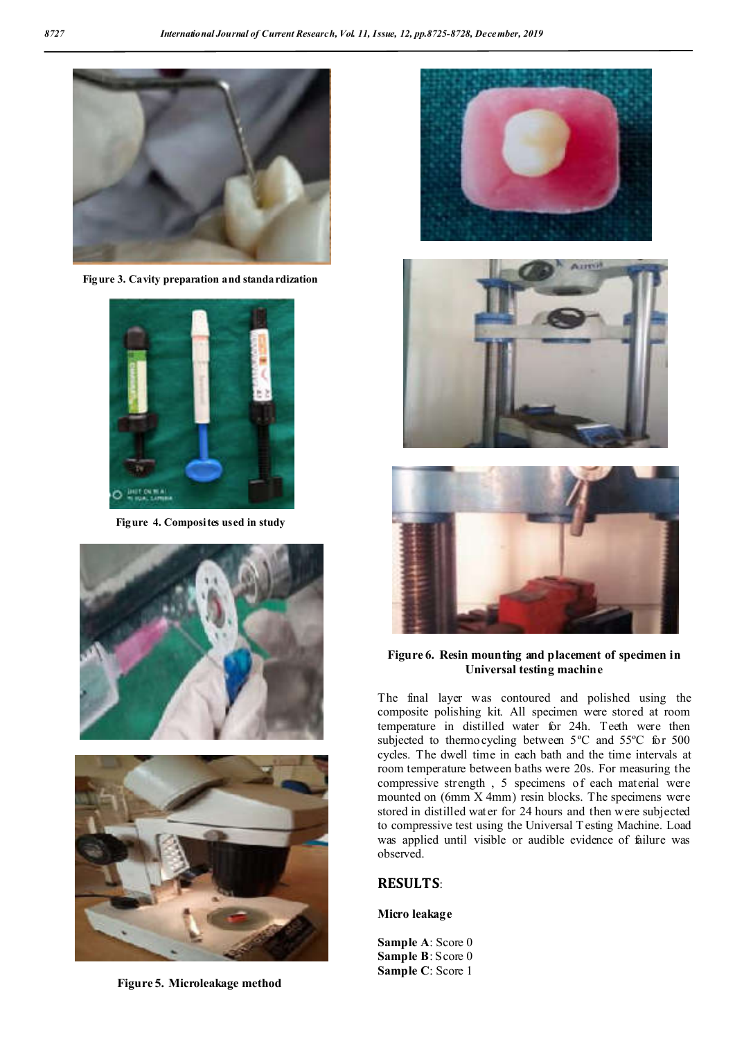Figure 3. Cavity preparation and standardization

Figure 4. Composites used in study

Figure 5. Microleakage method

Figure 6. Resin mounting and placement of specimen in Universal testing machine

The final layer was contoured and polished using the composite polishing kit. All specimen were stored at room temperature in distilled water for 24h. Teeth were then subjected to thermocycling between 5ºC and 55ºC for 500 cycles. The dwell time in each bath and the time intervals at room temperature between baths were 20s. For measuring the compressive strength , 5 specimens of each material were mounted on (6mm X 4mm) resin blocks. The specimens were stored in distilled water for 24 hours and then were subjected to compressive test using the Universal Testing Machine. Load was applied until visible or audible evidence of failure was observed.

## RESULTS:

**Micro leakage**

**Sample A**: Score 0
**Sample B**: Score 0
**Sample C**: Score 1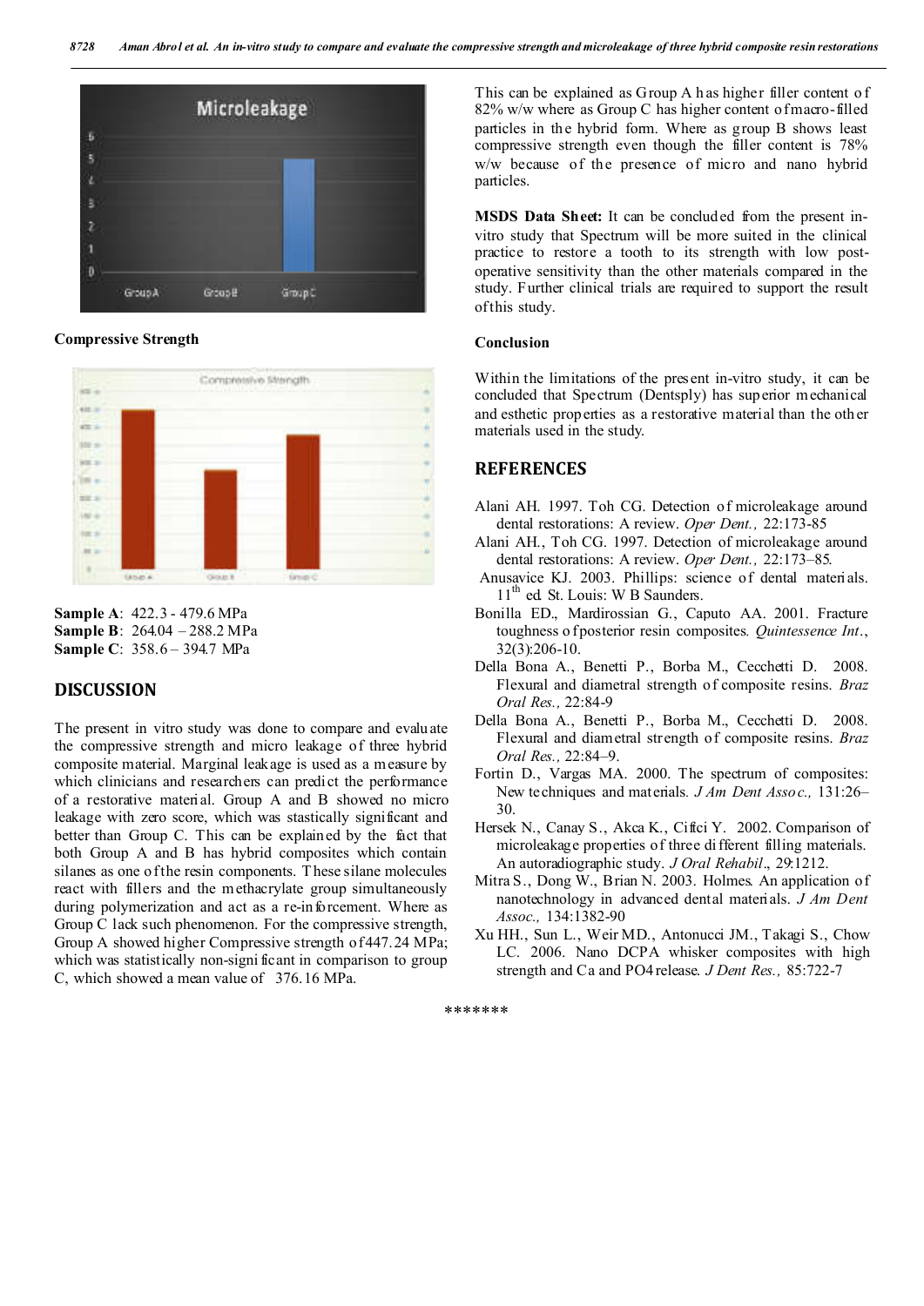Microleakage

6
5
4
3
2
1
0

Group A Group B Group C

**Compressive Strength**

Compressive Strength

Group A Group B Group C

**Sample A**: 422.3 - 479.6 MPa
**Sample B**: 264.04 – 288.2 MPa
**Sample C**: 358.6 – 394.7 MPa

## DISCUSSION

The present in vitro study was done to compare and evaluate the compressive strength and micro leakage of three hybrid composite restoration. Marginal leakage is used as a measure by which clinicians and researchers can predict the performance of a restorative material. Group A and B showed no micro leakage with zero score, which was stastically significant and better than Group C. This can be explained by the fact that both Group A and B has hybrid composites which contain silanes as one of the resin components. These silane molecules react with fillers and the methacrylate group simultaneously during polymerization and act as a re-inforcement. Where as Group C lack such phenomenon. For the compressive strength, Group A showed higher Compressive strength of 447.24 MPa; which was statistically non-significant in comparison to group C, which showed a mean value of 376.16 MPa.

This can be explained as Group A has higher filler content of 82% w/w where as Group C has higher content of macro-filled particles in the hybrid form. Where as group B shows least compressive strength even though the filler content is 78% w/w because of the presence of micro and nano hybrid particles.

**MSDS Data Sheet:** It can be concluded from the present in-vitro study that Spectrum will be more suited in the clinical practice to restore a tooth to its strength with low post-operative sensitivity than the other materials compared in the study. Further clinical trials are required to support the result of this study.

### Conclusion

Within the limitations of the present in-vitro study, it can be concluded that Spectrum (Dentsply) has superior mechanical and esthetic properties as a restorative material than the other materials used in the study.

## REFERENCES

Alani AH. 1997. Toh CG. Detection of microleakage around dental restorations: A review. *Oper Dent.,* 22:173-85

Alani AH., Toh CG. 1997. Detection of microleakage around dental restorations: A review. *Oper Dent.,* 22:173–85.

Anusavice KJ. 2003. Phillips: science of dental materials. 11th ed. St. Louis: W B Saunders.

Bonilla ED., Mardirossian G., Caputo AA. 2001. Fracture toughness of posterior resin composites. *Quintessence Int*., 32(3):206-10.

Della Bona A., Benetti P., Borba M., Cecchetti D. 2008. Flexural and diametral strength of composite resins. *Braz Oral Res.,* 22:84-9

Della Bona A., Benetti P., Borba M., Cecchetti D. 2008. Flexural and diametral strength of composite resins. *Braz Oral Res.,* 22:84–9.

Fortin D., Vargas MA. 2000. The spectrum of composites: New techniques and materials. *J Am Dent Assoc.,* 131:26–30.

Hersek N., Canay S., Akca K., Ciftci Y. 2002. Comparison of microleakage properties of three different filling materials. An autoradiographic study. *J Oral Rehabil*., 29:1212.

Mitra S., Dong W., Brian N. 2003. Holmes. An application of nanotechnology in advanced dental materials. *J Am Dent Assoc.,* 134:1382-90

Xu HH., Sun L., Weir MD., Antonucci JM., Takagi S., Chow LC. 2006. Nano DCPA whisker composites with high strength and Ca and PO4 release. *J Dent Res.,* 85:722-7

*******